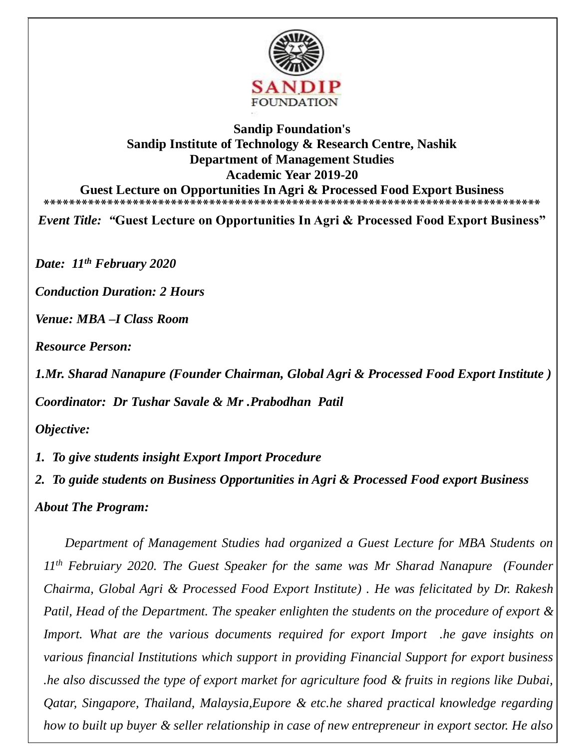**Sandip Foundation's**
**Sandip Institute of Technology & Research Centre, Nashik**
**Department of Management Studies**
**Academic Year 2019-20**
**Guest Lecture on Opportunities In Agri & Processed Food Export Business**

*******************************************************************************

*Event Title:* **"Guest Lecture on Opportunities In Agri & Processed Food Export Business"**

***Date: 11th February 2020***

***Conduction Duration: 2 Hours***

***Venue: MBA –I Class Room***

***Resource Person:***

***1.Mr. Sharad Nanapure (Founder Chairman, Global Agri & Processed Food Export Institute )***

***Coordinator: Dr Tushar Savale & Mr .Prabodhan Patil***

***Objective:***

1. ***To give students insight Export Import Procedure***
2. ***To guide students on Business Opportunities in Agri & Processed Food export Business***

***About The Program:***

*Department of Management Studies had organized a Guest Lecture for MBA Students on 11th Februiary 2020. The Guest Speaker for the same was Mr Sharad Nanapure (Founder Chairma, Global Agri & Processed Food Export Institute) . He was felicitated by Dr. Rakesh Patil, Head of the Department. The speaker enlighten the students on the procedure of export & Import. What are the various documents required for export Import .he gave insights on various financial Institutions which support in providing Financial Support for export business .he also discussed the type of export market for agriculture food & fruits in regions like Dubai, Qatar, Singapore, Thailand, Malaysia,Eupore & etc.he shared practical knowledge regarding how to built up buyer & seller relationship in case of new entrepreneur in export sector. He also*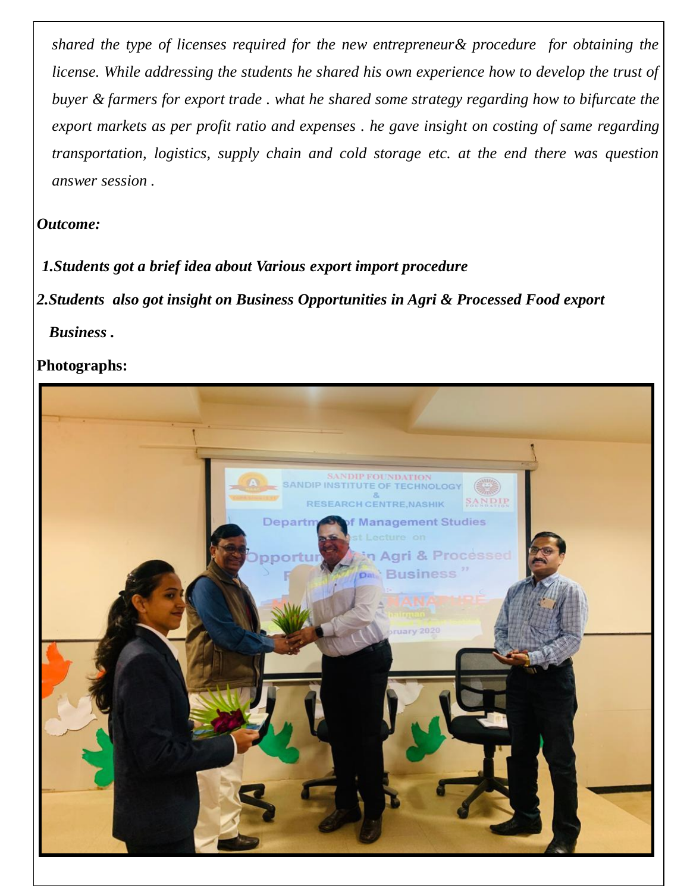*shared the type of licenses required for the new entrepreneur& procedure for obtaining the license. While addressing the students he shared his own experience how to develop the trust of buyer & farmers for export trade . what he shared some strategy regarding how to bifurcate the export markets as per profit ratio and expenses . he gave insight on costing of same regarding transportation, logistics, supply chain and cold storage etc. at the end there was question answer session .*

***Outcome:***

***1.Students got a brief idea about Various export import procedure***

***2.Students also got insight on Business Opportunities in Agri & Processed Food export Business .***

**Photographs:**